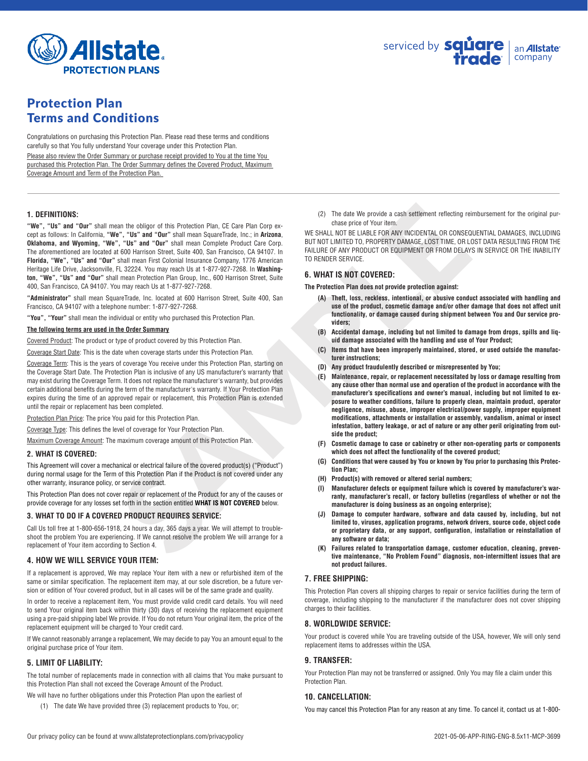Allstate PROTECTION PLANS

serviced by squaretrade | an Allstate company

# Protection Plan Terms and Conditions

Congratulations on purchasing this Protection Plan. Please read these terms and conditions carefully so that You fully understand Your coverage under this Protection Plan.

Please also review the Order Summary or purchase receipt provided to You at the time You purchased this Protection Plan. The Order Summary defines the Covered Product, Maximum Coverage Amount and Term of the Protection Plan.

## 1. DEFINITIONS:

**"We", "Us" and "Our"** shall mean the obligor of this Protection Plan, CE Care Plan Corp except as follows: In California, **"We", "Us" and "Our"** shall mean SquareTrade, Inc.; in **Arizona, Oklahoma, and Wyoming, "We", "Us" and "Our"** shall mean Complete Product Care Corp. The aforementioned are located at 600 Harrison Street, Suite 400, San Francisco, CA 94107. In **Florida, "We", "Us" and "Our"** shall mean First Colonial Insurance Company, 1776 American Heritage Life Drive, Jacksonville, FL 32224. You may reach Us at 1-877-927-7268. In **Washington, "We", "Us" and "Our"** shall mean Protection Plan Group, Inc., 600 Harrison Street, Suite 400, San Francisco, CA 94107. You may reach Us at 1-877-927-7268.

**"Administrator"** shall mean SquareTrade, Inc. located at 600 Harrison Street, Suite 400, San Francisco, CA 94107 with a telephone number: 1-877-927-7268.

**"You", "Your"** shall mean the individual or entity who purchased this Protection Plan.

**The following terms are used in the Order Summary**

Covered Product: The product or type of product covered by this Protection Plan.

Coverage Start Date: This is the date when coverage starts under this Protection Plan.

Coverage Term: This is the years of coverage You receive under this Protection Plan, starting on the Coverage Start Date. The Protection Plan is inclusive of any US manufacturer's warranty that may exist during the Coverage Term. It does not replace the manufacturer's warranty, but provides certain additional benefits during the term of the manufacturer's warranty. If Your Protection Plan expires during the time of an approved repair or replacement, this Protection Plan is extended until the repair or replacement has been completed.

Protection Plan Price: The price You paid for this Protection Plan.

Coverage Type: This defines the level of coverage for Your Protection Plan.

Maximum Coverage Amount: The maximum coverage amount of this Protection Plan.

## 2. WHAT IS COVERED:

This Agreement will cover a mechanical or electrical failure of the covered product(s) ("Product") during normal usage for the Term of this Protection Plan if the Product is not covered under any other warranty, insurance policy, or service contract.

This Protection Plan does not cover repair or replacement of the Product for any of the causes or provide coverage for any losses set forth in the section entitled **WHAT IS NOT COVERED** below.

## 3. WHAT TO DO IF A COVERED PRODUCT REQUIRES SERVICE:

Call Us toll free at 1-800-656-1918, 24 hours a day, 365 days a year. We will attempt to troubleshoot the problem You are experiencing. If We cannot resolve the problem We will arrange for a replacement of Your item according to Section 4.

## 4. HOW WE WILL SERVICE YOUR ITEM:

If a replacement is approved, We may replace Your item with a new or refurbished item of the same or similar specification. The replacement item may, at our sole discretion, be a future version or edition of Your covered product, but in all cases will be of the same grade and quality.

In order to receive a replacement item, You must provide valid credit card details. You will need to send Your original item back within thirty (30) days of receiving the replacement equipment using a pre-paid shipping label We provide. If You do not return Your original item, the price of the replacement equipment will be charged to Your credit card.

If We cannot reasonably arrange a replacement, We may decide to pay You an amount equal to the original purchase price of Your item.

## 5. LIMIT OF LIABILITY:

The total number of replacements made in connection with all claims that You make pursuant to this Protection Plan shall not exceed the Coverage Amount of the Product.

We will have no further obligations under this Protection Plan upon the earliest of

(1) The date We have provided three (3) replacement products to You, or;

(2) The date We provide a cash settlement reflecting reimbursement for the original purchase price of Your item.

WE SHALL NOT BE LIABLE FOR ANY INCIDENTAL OR CONSEQUENTIAL DAMAGES, INCLUDING BUT NOT LIMITED TO, PROPERTY DAMAGE, LOST TIME, OR LOST DATA RESULTING FROM THE FAILURE OF ANY PRODUCT OR EQUIPMENT OR FROM DELAYS IN SERVICE OR THE INABILITY TO RENDER SERVICE.

## 6. WHAT IS NOT COVERED:

**The Protection Plan does not provide protection against:**

**(A) Theft, loss, reckless, intentional, or abusive conduct associated with handling and use of the product, cosmetic damage and/or other damage that does not affect unit functionality, or damage caused during shipment between You and Our service providers;**

**(B) Accidental damage, including but not limited to damage from drops, spills and liquid damage associated with the handling and use of Your Product;**

**(C) Items that have been improperly maintained, stored, or used outside the manufacturer instructions;**

**(D) Any product fraudulently described or misrepresented by You;**

**(E) Maintenance, repair, or replacement necessitated by loss or damage resulting from any cause other than normal use and operation of the product in accordance with the manufacturer's specifications and owner's manual, including but not limited to exposure to weather conditions, failure to properly clean, maintain product, operator negligence, misuse, abuse, improper electrical/power supply, improper equipment modifications, attachments or installation or assembly, vandalism, animal or insect infestation, battery leakage, or act of nature or any other peril originating from outside the product;**

**(F) Cosmetic damage to case or cabinetry or other non-operating parts or components which does not affect the functionality of the covered product;**

**(G) Conditions that were caused by You or known by You prior to purchasing this Protection Plan;**

**(H) Product(s) with removed or altered serial numbers;**

**(I) Manufacturer defects or equipment failure which is covered by manufacturer's warranty, manufacturer's recall, or factory bulletins (regardless of whether or not the manufacturer is doing business as an ongoing enterprise);**

**(J) Damage to computer hardware, software and data caused by, including, but not limited to, viruses, application programs, network drivers, source code, object code or proprietary data, or any support, configuration, installation or reinstallation of any software or data;**

**(K) Failures related to transportation damage, customer education, cleaning, preventive maintenance, "No Problem Found" diagnosis, non-intermittent issues that are not product failures.**

## 7. FREE SHIPPING:

This Protection Plan covers all shipping charges to repair or service facilities during the term of coverage, including shipping to the manufacturer if the manufacturer does not cover shipping charges to their facilities.

## 8. WORLDWIDE SERVICE:

Your product is covered while You are traveling outside of the USA, however, We will only send replacement items to addresses within the USA.

## 9. TRANSFER:

Your Protection Plan may not be transferred or assigned. Only You may file a claim under this Protection Plan.

## 10. CANCELLATION:

You may cancel this Protection Plan for any reason at any time. To cancel it, contact us at 1-800-

Our privacy policy can be found at www.allstateprotectionplans.com/privacypolicy

2021-05-06-APP-RING-ENG-8.5x11-MCP-3699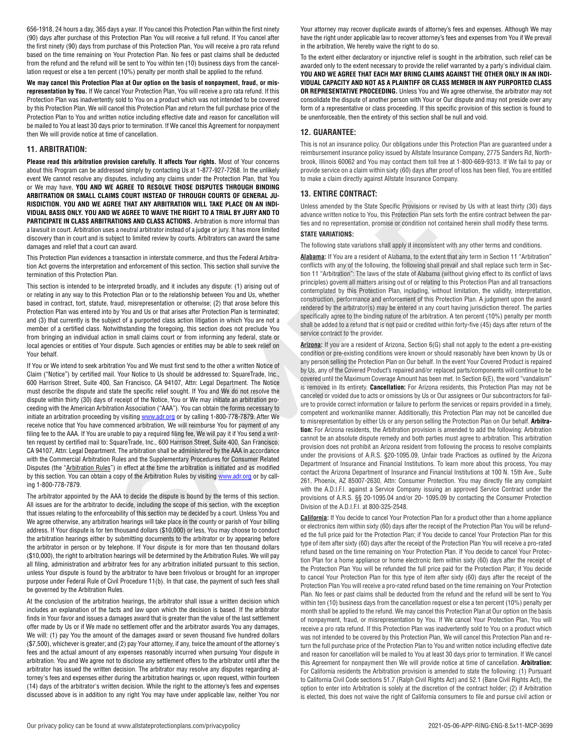656-1918, 24 hours a day, 365 days a year. If You cancel this Protection Plan within the first ninety (90) days after purchase of this Protection Plan You will receive a full refund. If You cancel after the first ninety (90) days from purchase of this Protection Plan, You will receive a pro rata refund based on the time remaining on Your Protection Plan. No fees or past claims shall be deducted from the refund and the refund will be sent to You within ten (10) business days from the cancellation request or else a ten percent (10%) penalty per month shall be applied to the refund.

**We may cancel this Protection Plan at Our option on the basis of nonpayment, fraud, or misrepresentation by You.** If We cancel Your Protection Plan, You will receive a pro rata refund. If this Protection Plan was inadvertently sold to You on a product which was not intended to be covered by this Protection Plan, We will cancel this Protection Plan and return the full purchase price of the Protection Plan to You and written notice including effective date and reason for cancellation will be mailed to You at least 30 days prior to termination. If We cancel this Agreement for nonpayment then We will provide notice at time of cancellation.

## 11. ARBITRATION:

**Please read this arbitration provision carefully. It affects Your rights.** Most of Your concerns about this Program can be addressed simply by contacting Us at 1-877-927-7268. In the unlikely event We cannot resolve any disputes, including any claims under the Protection Plan, that You or We may have, **YOU AND WE AGREE TO RESOLVE THOSE DISPUTES THROUGH BINDING ARBITRATION OR SMALL CLAIMS COURT INSTEAD OF THROUGH COURTS OF GENERAL JURISDICTION. YOU AND WE AGREE THAT ANY ARBITRATION WILL TAKE PLACE ON AN INDIVIDUAL BASIS ONLY. YOU AND WE AGREE TO WAIVE THE RIGHT TO A TRIAL BY JURY AND TO PARTICIPATE IN CLASS ARBITRATIONS AND CLASS ACTIONS.** Arbitration is more informal than a lawsuit in court. Arbitration uses a neutral arbitrator instead of a judge or jury. It has more limited discovery than in court and is subject to limited review by courts. Arbitrators can award the same damages and relief that a court can award.

This Protection Plan evidences a transaction in interstate commerce, and thus the Federal Arbitration Act governs the interpretation and enforcement of this section. This section shall survive the termination of this Protection Plan.

This section is intended to be interpreted broadly, and it includes any dispute: (1) arising out of or relating in any way to this Protection Plan or to the relationship between You and Us, whether based in contract, tort, statute, fraud, misrepresentation or otherwise; (2) that arose before this Protection Plan was entered into by You and Us or that arises after Protection Plan is terminated; and (3) that currently is the subject of a purported class action litigation in which You are not a member of a certified class. Notwithstanding the foregoing, this section does not preclude You from bringing an individual action in small claims court or from informing any federal, state or local agencies or entities of Your dispute. Such agencies or entities may be able to seek relief on Your behalf.

If You or We intend to seek arbitration You and We must first send to the other a written Notice of Claim ("Notice") by certified mail. Your Notice to Us should be addressed to: SquareTrade, Inc., 600 Harrison Street, Suite 400, San Francisco, CA 94107, Attn: Legal Department. The Notice must describe the dispute and state the specific relief sought. If You and We do not resolve the dispute within thirty (30) days of receipt of the Notice, You or We may initiate an arbitration proceeding with the American Arbitration Association ("AAA"). You can obtain the forms necessary to initiate an arbitration proceeding by visiting www.adr.org or by calling 1-800-778-7879. After We receive notice that You have commenced arbitration, We will reimburse You for payment of any filing fee to the AAA. If You are unable to pay a required filing fee, We will pay it if You send a written request by certified mail to: SquareTrade, Inc., 600 Harrison Street, Suite 400, San Francisco, CA 94107, Attn: Legal Department. The arbitration shall be administered by the AAA in accordance with the Commercial Arbitration Rules and the Supplementary Procedures for Consumer Related Disputes (the "Arbitration Rules") in effect at the time the arbitration is initiated and as modified by this section. You can obtain a copy of the Arbitration Rules by visiting www.adr.org or by calling 1-800-778-7879.

The arbitrator appointed by the AAA to decide the dispute is bound by the terms of this section. All issues are for the arbitrator to decide, including the scope of this section, with the exception that issues relating to the enforceability of this section may be decided by a court. Unless You and We agree otherwise, any arbitration hearings will take place in the county or parish of Your billing address. If Your dispute is for ten thousand dollars ($10,000) or less, You may choose to conduct the arbitration hearings either by submitting documents to the arbitrator or by appearing before the arbitrator in person or by telephone. If Your dispute is for more than ten thousand dollars ($10,000), the right to arbitration hearings will be determined by the Arbitration Rules. We will pay all filing, administration and arbitrator fees for any arbitration initiated pursuant to this section, unless Your dispute is found by the arbitrator to have been frivolous or brought for an improper purpose under Federal Rule of Civil Procedure 11(b). In that case, the payment of such fees shall be governed by the Arbitration Rules.

At the conclusion of the arbitration hearings, the arbitrator shall issue a written decision which includes an explanation of the facts and law upon which the decision is based. If the arbitrator finds in Your favor and issues a damages award that is greater than the value of the last settlement offer made by Us or if We made no settlement offer and the arbitrator awards You any damages, We will: (1) pay You the amount of the damages award or seven thousand five hundred dollars ($7,500), whichever is greater; and (2) pay Your attorney, if any, twice the amount of the attorney's fees and the actual amount of any expenses reasonably incurred when pursuing Your dispute in arbitration. You and We agree not to disclose any settlement offers to the arbitrator until after the arbitrator has issued the written decision. The arbitrator may resolve any disputes regarding attorney's fees and expenses either during the arbitration hearings or, upon request, within fourteen (14) days of the arbitrator's written decision. While the right to the attorney's fees and expenses discussed above is in addition to any right You may have under applicable law, neither You nor Your attorney may recover duplicate awards of attorney's fees and expenses. Although We may have the right under applicable law to recover attorney's fees and expenses from You if We prevail in the arbitration, We hereby waive the right to do so.

To the extent either declaratory or injunctive relief is sought in the arbitration, such relief can be awarded only to the extent necessary to provide the relief warranted by a party's individual claim. **YOU AND WE AGREE THAT EACH MAY BRING CLAIMS AGAINST THE OTHER ONLY IN AN INDIVIDUAL CAPACITY AND NOT AS A PLAINTIFF OR CLASS MEMBER IN ANY PURPORTED CLASS OR REPRESENTATIVE PROCEEDING.** Unless You and We agree otherwise, the arbitrator may not consolidate the dispute of another person with Your or Our dispute and may not preside over any form of a representative or class proceeding. If this specific provision of this section is found to be unenforceable, then the entirety of this section shall be null and void.

## 12. GUARANTEE:

This is not an insurance policy. Our obligations under this Protection Plan are guaranteed under a reimbursement insurance policy issued by Allstate Insurance Company, 2775 Sanders Rd, Northbrook, Illinois 60062 and You may contact them toll free at 1-800-669-9313. If We fail to pay or provide service on a claim within sixty (60) days after proof of loss has been filed, You are entitled to make a claim directly against Allstate Insurance Company.

## 13. ENTIRE CONTRACT:

Unless amended by the State Specific Provisions or revised by Us with at least thirty (30) days advance written notice to You, this Protection Plan sets forth the entire contract between the parties and no representation, promise or condition not contained herein shall modify these terms.

### STATE VARIATIONS:

The following state variations shall apply if inconsistent with any other terms and conditions.

**Alabama:** If You are a resident of Alabama, to the extent that any term in Section 11 "Arbitration" conflicts with any of the following, the following shall prevail and shall replace such term in Section 11 "Arbitration": The laws of the state of Alabama (without giving effect to its conflict of laws principles) govern all matters arising out of or relating to this Protection Plan and all transactions contemplated by this Protection Plan, including, without limitation, the validity, interpretation, construction, performance and enforcement of this Protection Plan. A judgment upon the award rendered by the arbitrator(s) may be entered in any court having jurisdiction thereof. The parties specifically agree to the binding nature of the arbitration. A ten percent (10%) penalty per month shall be added to a refund that is not paid or credited within forty-five (45) days after return of the service contract to the provider.

**Arizona:** If you are a resident of Arizona, Section 6(G) shall not apply to the extent a pre-existing condition or pre-existing conditions were known or should reasonably have been known by Us or any person selling the Protection Plan on Our behalf. In the event Your Covered Product is repaired by Us, any of the Covered Product's repaired and/or replaced parts/components will continue to be covered until the Maximum Coverage Amount has been met. In Section 6(E), the word "vandalism" is removed in its entirety. **Cancellation:** For Arizona residents, this Protection Plan may not be canceled or voided due to acts or omissions by Us or Our assignees or Our subcontractors for failure to provide correct information or failure to perform the services or repairs provided in a timely, competent and workmanlike manner. Additionally, this Protection Plan may not be cancelled due to misrepresentation by either Us or any person selling the Protection Plan on Our behalf. **Arbitration:** For Arizona residents, the Arbitration provision is amended to add the following: Arbitration cannot be an absolute dispute remedy and both parties must agree to arbitration. This arbitration provision does not prohibit an Arizona resident from following the process to resolve complaints under the provisions of A.R.S. §20-1095.09, Unfair trade Practices as outlined by the Arizona Department of Insurance and Financial Institutions. To learn more about this process, You may contact the Arizona Department of Insurance and Financial Institutions at 100 N. 15th Ave., Suite 261, Phoenix, AZ 85007-2630, Attn: Consumer Protection. You may directly file any complaint with the A.D.I.F.I. against a Service Company issuing an approved Service Contract under the provisions of A.R.S. §§ 20-1095.04 and/or 20- 1095.09 by contacting the Consumer Protection Division of the A.D.I.F.I. at 800-325-2548.

**California:** If You decide to cancel Your Protection Plan for a product other than a home appliance or electronics item within sixty (60) days after the receipt of the Protection Plan You will be refunded the full price paid for the Protection Plan; if You decide to cancel Your Protection Plan for this type of item after sixty (60) days after the receipt of the Protection Plan You will receive a pro-rated refund based on the time remaining on Your Protection Plan. If You decide to cancel Your Protection Plan for a home appliance or home electronic item within sixty (60) days after the receipt of the Protection Plan You will be refunded the full price paid for the Protection Plan; if You decide to cancel Your Protection Plan for this type of item after sixty (60) days after the receipt of the Protection Plan You will receive a pro-rated refund based on the time remaining on Your Protection Plan. No fees or past claims shall be deducted from the refund and the refund will be sent to You within ten (10) business days from the cancellation request or else a ten percent (10%) penalty per month shall be applied to the refund. We may cancel this Protection Plan at Our option on the basis of nonpayment, fraud, or misrepresentation by You. If We cancel Your Protection Plan, You will receive a pro rata refund. If this Protection Plan was inadvertently sold to You on a product which was not intended to be covered by this Protection Plan, We will cancel this Protection Plan and return the full purchase price of the Protection Plan to You and written notice including effective date and reason for cancellation will be mailed to You at least 30 days prior to termination. If We cancel this Agreement for nonpayment then We will provide notice at time of cancellation. **Arbitration:** For California residents the Arbitration provision is amended to state the following: (1) Pursuant to California Civil Code sections 51.7 (Ralph Civil Rights Act) and 52.1 (Bane Civil Rights Act), the option to enter into Arbitration is solely at the discretion of the contract holder; (2) if Arbitration is elected, this does not waive the right of California consumers to file and pursue civil action or

Our privacy policy can be found at www.allstateprotectionplans.com/privacypolicy

2021-05-06-APP-RING-ENG-8.5x11-MCP-3699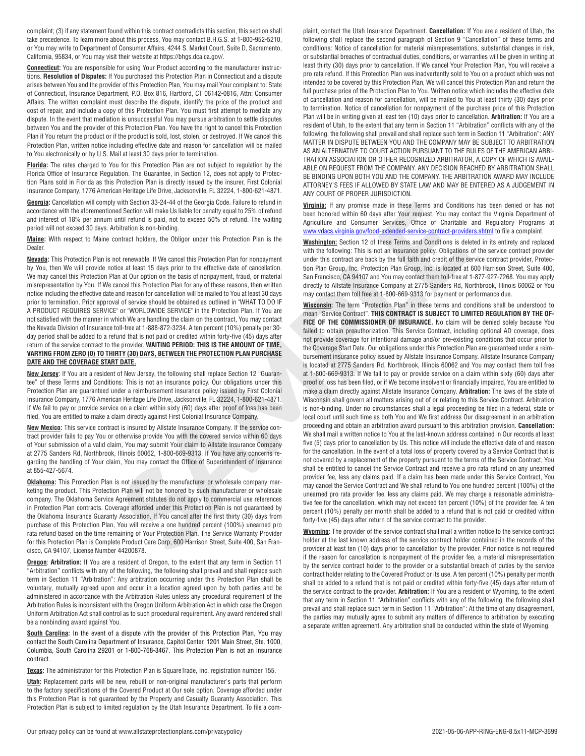complaint; (3) if any statement found within this contract contradicts this section, this section shall take precedence. To learn more about this process, You may contact B.H.G.S. at 1-800-952-5210, or You may write to Department of Consumer Affairs, 4244 S. Market Court, Suite D, Sacramento, California, 95834, or You may visit their website at https://bhgs.dca.ca.gov/.

**Connecticut:** You are responsible for using Your Product according to the manufacturer instructions. **Resolution of Disputes:** If You purchased this Protection Plan in Connecticut and a dispute arises between You and the provider of this Protection Plan, You may mail Your complaint to: State of Connecticut, Insurance Department, P.O. Box 816, Hartford, CT 06142-0816, Attn: Consumer Affairs. The written complaint must describe the dispute, identify the price of the product and cost of repair, and include a copy of this Protection Plan. You must first attempt to mediate any dispute. In the event that mediation is unsuccessful You may pursue arbitration to settle disputes between You and the provider of this Protection Plan. You have the right to cancel this Protection Plan if You return the product or if the product is sold, lost, stolen, or destroyed. If We cancel this Protection Plan, written notice including effective date and reason for cancellation will be mailed to You electronically or by U.S. Mail at least 30 days prior to termination.

**Florida:** The rates charged to You for this Protection Plan are not subject to regulation by the Florida Office of Insurance Regulation. The Guarantee, in Section 12, does not apply to Protection Plans sold in Florida as this Protection Plan is directly issued by the insurer, First Colonial Insurance Company, 1776 American Heritage Life Drive, Jacksonville, FL 32224, 1-800-621-4871.

**Georgia:** Cancellation will comply with Section 33-24-44 of the Georgia Code. Failure to refund in accordance with the aforementioned Section will make Us liable for penalty equal to 25% of refund and interest of 18% per annum until refund is paid, not to exceed 50% of refund. The waiting period will not exceed 30 days. Arbitration is non-binding.

**Maine:** With respect to Maine contract holders, the Obligor under this Protection Plan is the Dealer.

**Nevada:** This Protection Plan is not renewable. If We cancel this Protection Plan for nonpayment by You, then We will provide notice at least 15 days prior to the effective date of cancellation. We may cancel this Protection Plan at Our option on the basis of nonpayment, fraud, or material misrepresentation by You. If We cancel this Protection Plan for any of these reasons, then written notice including the effective date and reason for cancellation will be mailed to You at least 30 days prior to termination. Prior approval of service should be obtained as outlined in "WHAT TO DO IF A PRODUCT REQUIRES SERVICE" or "WORLDWIDE SERVICE" in the Protection Plan. If You are not satisfied with the manner in which We are handling the claim on the contract, You may contact the Nevada Division of Insurance toll-free at 1-888-872-3234. A ten percent (10%) penalty per 30-day period shall be added to a refund that is not paid or credited within forty-five (45) days after return of the service contract to the provider. **WAITING PERIOD: THIS IS THE AMOUNT OF TIME, VARYING FROM ZERO (0) TO THIRTY (30) DAYS, BETWEEN THE PROTECTION PLAN PURCHASE DATE AND THE COVERAGE START DATE.**

**New Jersey**: If You are a resident of New Jersey, the following shall replace Section 12 "Guarantee" of these Terms and Conditions: This is not an insurance policy. Our obligations under this Protection Plan are guaranteed under a reimbursement insurance policy issued by First Colonial Insurance Company, 1776 American Heritage Life Drive, Jacksonville, FL 32224, 1-800-621-4871. If We fail to pay or provide service on a claim within sixty (60) days after proof of loss has been filed, You are entitled to make a claim directly against First Colonial Insurance Company.

**New Mexico:** This service contract is insured by Allstate Insurance Company. If the service contract provider fails to pay You or otherwise provide You with the covered service within 60 days of Your submission of a valid claim, You may submit Your claim to Allstate Insurance Company at 2775 Sanders Rd, Northbrook, Illinois 60062, 1-800-669-9313. If You have any concerns regarding the handling of Your claim, You may contact the Office of Superintendent of Insurance at 855-427-5674.

**Oklahoma:** This Protection Plan is not issued by the manufacturer or wholesale company marketing the product. This Protection Plan will not be honored by such manufacturer or wholesale company. The Oklahoma Service Agreement statutes do not apply to commercial use references in Protection Plan contracts. Coverage afforded under this Protection Plan is not guaranteed by the Oklahoma Insurance Guaranty Association. If You cancel after the first thirty (30) days from purchase of this Protection Plan, You will receive a one hundred percent (100%) unearned pro rata refund based on the time remaining of Your Protection Plan. The Service Warranty Provider for this Protection Plan is Complete Product Care Corp, 600 Harrison Street, Suite 400, San Francisco, CA 94107, License Number 44200878.

**Oregon**: **Arbitration:** If You are a resident of Oregon, to the extent that any term in Section 11 "Arbitration" conflicts with any of the following, the following shall prevail and shall replace such term in Section 11 "Arbitration": Any arbitration occurring under this Protection Plan shall be voluntary, mutually agreed upon and occur in a location agreed upon by both parties and be administered in accordance with the Arbitration Rules unless any procedural requirement of the Arbitration Rules is inconsistent with the Oregon Uniform Arbitration Act in which case the Oregon Uniform Arbitration Act shall control as to such procedural requirement. Any award rendered shall be a nonbinding award against You.

**South Carolina:** In the event of a dispute with the provider of this Protection Plan, You may contact the South Carolina Department of Insurance, Capitol Center, 1201 Main Street, Ste. 1000, Columbia, South Carolina 29201 or 1-800-768-3467. This Protection Plan is not an insurance contract.

**Texas:** The administrator for this Protection Plan is SquareTrade, Inc. registration number 155.

**Utah:** Replacement parts will be new, rebuilt or non-original manufacturer's parts that perform to the factory specifications of the Covered Product at Our sole option. Coverage afforded under this Protection Plan is not guaranteed by the Property and Casualty Guaranty Association. This Protection Plan is subject to limited regulation by the Utah Insurance Department. To file a complaint, contact the Utah Insurance Department. **Cancellation:** If You are a resident of Utah, the following shall replace the second paragraph of Section 9 "Cancellation" of these terms and conditions: Notice of cancellation for material misrepresentations, substantial changes in risk, or substantial breaches of contractual duties, conditions, or warranties will be given in writing at least thirty (30) days prior to cancellation. If We cancel Your Protection Plan, You will receive a pro rata refund. If this Protection Plan was inadvertently sold to You on a product which was not intended to be covered by this Protection Plan, We will cancel this Protection Plan and return the full purchase price of the Protection Plan to You. Written notice which includes the effective date of cancellation and reason for cancellation, will be mailed to You at least thirty (30) days prior to termination. Notice of cancellation for nonpayment of the purchase price of this Protection Plan will be in writing given at least ten (10) days prior to cancellation. **Arbitration:** If You are a resident of Utah, to the extent that any term in Section 11 "Arbitration" conflicts with any of the following, the following shall prevail and shall replace such term in Section 11 "Arbitration": ANY MATTER IN DISPUTE BETWEEN YOU AND THE COMPANY MAY BE SUBJECT TO ARBITRATION AS AN ALTERNATIVE TO COURT ACTION PURSUANT TO THE RULES OF THE AMERICAN ARBITRATION ASSOCIATION OR OTHER RECOGNIZED ARBITRATOR, A COPY OF WHICH IS AVAILABLE ON REQUEST FROM THE COMPANY. ANY DECISION REACHED BY ARBITRATION SHALL BE BINDING UPON BOTH YOU AND THE COMPANY. THE ARBITRATION AWARD MAY INCLUDE ATTORNEY'S FEES IF ALLOWED BY STATE LAW AND MAY BE ENTERED AS A JUDGEMENT IN ANY COURT OF PROPER JURISDICTION.

**Virginia:** If any promise made in these Terms and Conditions has been denied or has not been honored within 60 days after Your request, You may contact the Virginia Department of Agriculture and Consumer Services, Office of Charitable and Regulatory Programs at www.vdacs.virginia.gov/food-extended-service-contract-providers.shtml to file a complaint.

**Washington:** Section 12 of these Terms and Conditions is deleted in its entirety and replaced with the following: This is not an insurance policy. Obligations of the service contract provider under this contract are back by the full faith and credit of the service contract provider, Protection Plan Group, Inc. Protection Plan Group, Inc. is located at 600 Harrison Street, Suite 400, San Francisco, CA 94107 and You may contact them toll-free at 1-877-927-7268. You may apply directly to Allstate Insurance Company at 2775 Sanders Rd, Northbrook, Illinois 60062 or You may contact them toll free at 1-800-669-9313 for payment or performance due.

**Wisconsin:** The term "Protection Plan" in these terms and conditions shall be understood to mean "Service Contract". **THIS CONTRACT IS SUBJECT TO LIMITED REGULATION BY THE OFFICE OF THE COMMISSIONER OF INSURANCE.** No claim will be denied solely because You failed to obtain preauthorization. This Service Contract, including optional AD coverage, does not provide coverage for intentional damage and/or pre-existing conditions that occur prior to the Coverage Start Date. Our obligations under this Protection Plan are guaranteed under a reimbursement insurance policy issued by Allstate Insurance Company. Allstate Insurance Company is located at 2775 Sanders Rd, Northbrook, Illinois 60062 and You may contact them toll free at 1-800-669-9313. If We fail to pay or provide service on a claim within sixty (60) days after proof of loss has been filed, or if We become insolvent or financially impaired, You are entitled to make a claim directly against Allstate Insurance Company. **Arbitration:** The laws of the state of Wisconsin shall govern all matters arising out of or relating to this Service Contract. Arbitration is non-binding. Under no circumstances shall a legal proceeding be filed in a federal, state or local court until such time as both You and We first address Our disagreement in an arbitration proceeding and obtain an arbitration award pursuant to this arbitration provision. **Cancellation:** We shall mail a written notice to You at the last-known address contained in Our records at least five (5) days prior to cancellation by Us. This notice will include the effective date of and reason for the cancellation. In the event of a total loss of property covered by a Service Contract that is not covered by a replacement of the property pursuant to the terms of the Service Contract, You shall be entitled to cancel the Service Contract and receive a pro rata refund on any unearned provider fee, less any claims paid. If a claim has been made under this Service Contract, You may cancel the Service Contract and We shall refund to You one hundred percent (100%) of the unearned pro rata provider fee, less any claims paid. We may charge a reasonable administrative fee for the cancellation, which may not exceed ten percent (10%) of the provider fee. A ten percent (10%) penalty per month shall be added to a refund that is not paid or credited within forty-five (45) days after return of the service contract to the provider.

**Wyoming**: The provider of the service contract shall mail a written notice to the service contract holder at the last known address of the service contract holder contained in the records of the provider at least ten (10) days prior to cancellation by the provider. Prior notice is not required if the reason for cancellation is nonpayment of the provider fee, a material misrepresentation by the service contract holder to the provider or a substantial breach of duties by the service contract holder relating to the Covered Product or its use. A ten percent (10%) penalty per month shall be added to a refund that is not paid or credited within forty-five (45) days after return of the service contract to the provider. **Arbitration:** If You are a resident of Wyoming, to the extent that any term in Section 11 "Arbitration" conflicts with any of the following, the following shall prevail and shall replace such term in Section 11 "Arbitration": At the time of any disagreement, the parties may mutually agree to submit any matters of difference to arbitration by executing a separate written agreement. Any arbitration shall be conducted within the state of Wyoming.

Our privacy policy can be found at www.allstateprotectionplans.com/privacypolicy

2021-05-06-APP-RING-ENG-8.5x11-MCP-3699